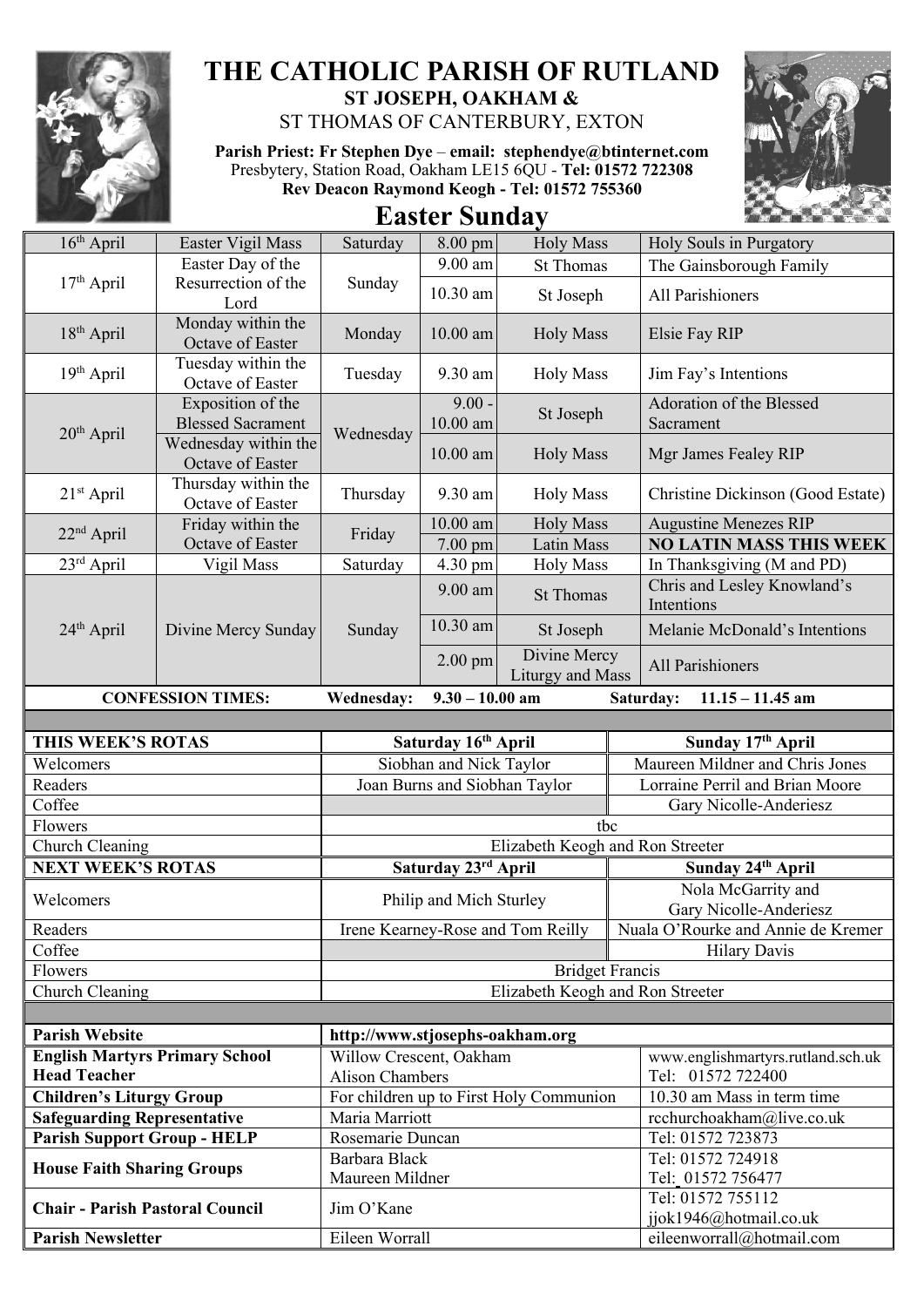# THE CATHOLIC PARISH OF RUTLAND

**ST JOSEPH, OAKHAM &**

ST THOMAS OF CANTERBURY, EXTON

**Parish Priest: Fr Stephen Dye** – **email: stephendye@btinternet.com**
Presbytery, Station Road, Oakham LE15 6QU - **Tel: 01572 722308**
**Rev Deacon Raymond Keogh - Tel: 01572 755360**

## Easter Sunday

| Date | Celebration | Day | Time | Mass | Intention |
|---|---|---|---|---|---|
| 16th April | Easter Vigil Mass | Saturday | 8.00 pm | Holy Mass | Holy Souls in Purgatory |
| 17th April | Easter Day of the Resurrection of the Lord | Sunday | 9.00 am | St Thomas | The Gainsborough Family |
| | | | 10.30 am | St Joseph | All Parishioners |
| 18th April | Monday within the Octave of Easter | Monday | 10.00 am | Holy Mass | Elsie Fay RIP |
| 19th April | Tuesday within the Octave of Easter | Tuesday | 9.30 am | Holy Mass | Jim Fay's Intentions |
| 20th April | Exposition of the Blessed Sacrament | Wednesday | 9.00 - 10.00 am | St Joseph | Adoration of the Blessed Sacrament |
| | Wednesday within the Octave of Easter | | 10.00 am | Holy Mass | Mgr James Fealey RIP |
| 21st April | Thursday within the Octave of Easter | Thursday | 9.30 am | Holy Mass | Christine Dickinson (Good Estate) |
| 22nd April | Friday within the Octave of Easter | Friday | 10.00 am | Holy Mass | Augustine Menezes RIP |
| | | | 7.00 pm | Latin Mass | **NO LATIN MASS THIS WEEK** |
| 23rd April | Vigil Mass | Saturday | 4.30 pm | Holy Mass | In Thanksgiving (M and PD) |
| 24th April | Divine Mercy Sunday | Sunday | 9.00 am | St Thomas | Chris and Lesley Knowland's Intentions |
| | | | 10.30 am | St Joseph | Melanie McDonald's Intentions |
| | | | 2.00 pm | Divine Mercy Liturgy and Mass | All Parishioners |

**CONFESSION TIMES: Wednesday: 9.30 – 10.00 am Saturday: 11.15 – 11.45 am**

| **THIS WEEK'S ROTAS** | **Saturday 16th April** | **Sunday 17th April** |
|---|---|---|
| Welcomers | Siobhan and Nick Taylor | Maureen Mildner and Chris Jones |
| Readers | Joan Burns and Siobhan Taylor | Lorraine Perril and Brian Moore |
| Coffee | | Gary Nicolle-Anderiesz |
| Flowers | tbc | |
| Church Cleaning | Elizabeth Keogh and Ron Streeter | |
| **NEXT WEEK'S ROTAS** | **Saturday 23rd April** | **Sunday 24th April** |
| Welcomers | Philip and Mich Sturley | Nola McGarrity and Gary Nicolle-Anderiesz |
| Readers | Irene Kearney-Rose and Tom Reilly | Nuala O'Rourke and Annie de Kremer |
| Coffee | | Hilary Davis |
| Flowers | Bridget Francis | |
| Church Cleaning | Elizabeth Keogh and Ron Streeter | |

| **Parish Website** | **http://www.stjosephs-oakham.org** | |
|---|---|---|
| **English Martyrs Primary School Head Teacher** | Willow Crescent, Oakham<br>Alison Chambers | www.englishmartyrs.rutland.sch.uk<br>Tel: 01572 722400 |
| **Children's Liturgy Group** | For children up to First Holy Communion | 10.30 am Mass in term time |
| **Safeguarding Representative** | Maria Marriott | rcchurchoakham@live.co.uk |
| **Parish Support Group - HELP** | Rosemarie Duncan | Tel: 01572 723873 |
| **House Faith Sharing Groups** | Barbara Black<br>Maureen Mildner | Tel: 01572 724918<br>Tel: 01572 756477 |
| **Chair - Parish Pastoral Council** | Jim O'Kane | Tel: 01572 755112<br>jjok1946@hotmail.co.uk |
| **Parish Newsletter** | Eileen Worrall | eileenworrall@hotmail.com |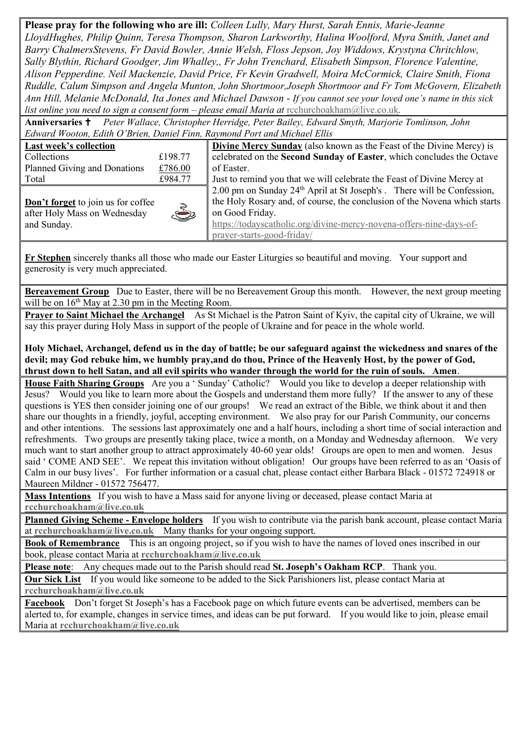**Please pray for the following who are ill:** *Colleen Lully, Mary Hurst, Sarah Ennis, Marie-Jeanne LloydHughes, Philip Quinn, Teresa Thompson, Sharon Larkworthy, Halina Woolford, Myra Smith, Janet and Barry ChalmersStevens, Fr David Bowler, Annie Welsh, Floss Jepson, Joy Widdows, Krystyna Chritchlow, Sally Blythin, Richard Goodger, Jim Whalley,, Fr John Trenchard, Elisabeth Simpson, Florence Valentine, Alison Pepperdine. Neil Mackenzie, David Price, Fr Kevin Gradwell, Moira McCormick, Claire Smith, Fiona Ruddle, Calum Simpson and Angela Munton, John Shortmoor,Joseph Shortmoor and Fr Tom McGovern, Elizabeth Ann Hill, Melanie McDonald, Ita Jones and Michael Dawson - If you cannot see your loved one's name in this sick list online you need to sign a consent form – please email Maria at* rcchurchoakham@live.co.uk.

**Anniversaries ✝** *Peter Wallace, Christopher Herridge, Peter Bailey, Edward Smyth, Marjorie Tomlinson, John Edward Wooton, Edith O'Brien, Daniel Finn, Raymond Port and Michael Ellis*

| **Last week's collection** | |
|---|---|
| Collections | £198.77 |
| Planned Giving and Donations | £786.00 |
| Total | £984.77 |

**Don't forget** to join us for coffee after Holy Mass on Wednesday and Sunday.

**Divine Mercy Sunday** (also known as the Feast of the Divine Mercy) is celebrated on the **Second Sunday of Easter**, which concludes the Octave of Easter.
Just to remind you that we will celebrate the Feast of Divine Mercy at 2.00 pm on Sunday 24th April at St Joseph's . There will be Confession, the Holy Rosary and, of course, the conclusion of the Novena which starts on Good Friday.
https://todayscatholic.org/divine-mercy-novena-offers-nine-days-of-prayer-starts-good-friday/

**Fr Stephen** sincerely thanks all those who made our Easter Liturgies so beautiful and moving. Your support and generosity is very much appreciated.

**Bereavement Group** Due to Easter, there will be no Bereavement Group this month. However, the next group meeting will be on 16th May at 2.30 pm in the Meeting Room.

**Prayer to Saint Michael the Archangel** As St Michael is the Patron Saint of Kyiv, the capital city of Ukraine, we will say this prayer during Holy Mass in support of the people of Ukraine and for peace in the whole world.

**Holy Michael, Archangel, defend us in the day of battle; be our safeguard against the wickedness and snares of the devil; may God rebuke him, we humbly pray,and do thou, Prince of the Heavenly Host, by the power of God, thrust down to hell Satan, and all evil spirits who wander through the world for the ruin of souls. Amen**.

**House Faith Sharing Groups** Are you a ' Sunday' Catholic? Would you like to develop a deeper relationship with Jesus? Would you like to learn more about the Gospels and understand them more fully? If the answer to any of these questions is YES then consider joining one of our groups! We read an extract of the Bible, we think about it and then share our thoughts in a friendly, joyful, accepting environment. We also pray for our Parish Community, our concerns and other intentions. The sessions last approximately one and a half hours, including a short time of social interaction and refreshments. Two groups are presently taking place, twice a month, on a Monday and Wednesday afternoon. We very much want to start another group to attract approximately 40-60 year olds! Groups are open to men and women. Jesus said ' COME AND SEE'. We repeat this invitation without obligation! Our groups have been referred to as an 'Oasis of Calm in our busy lives'. For further information or a casual chat, please contact either Barbara Black - 01572 724918 or Maureen Mildner - 01572 756477.

**Mass Intentions** If you wish to have a Mass said for anyone living or deceased, please contact Maria at **rcchurchoakham@live.co.uk**

**Planned Giving Scheme - Envelope holders** If you wish to contribute via the parish bank account, please contact Maria at **rcchurchoakham@live.co.uk** Many thanks for your ongoing support.

**Book of Remembrance** This is an ongoing project, so if you wish to have the names of loved ones inscribed in our book, please contact Maria at **rcchurchoakham@live.co.uk**

**Please note**: Any cheques made out to the Parish should read **St. Joseph's Oakham RCP**. Thank you.

**Our Sick List** If you would like someone to be added to the Sick Parishioners list, please contact Maria at **rcchurchoakham@live.co.uk**

**Facebook** Don't forget St Joseph's has a Facebook page on which future events can be advertised, members can be alerted to, for example, changes in service times, and ideas can be put forward. If you would like to join, please email Maria at **rcchurchoakham@live.co.uk**